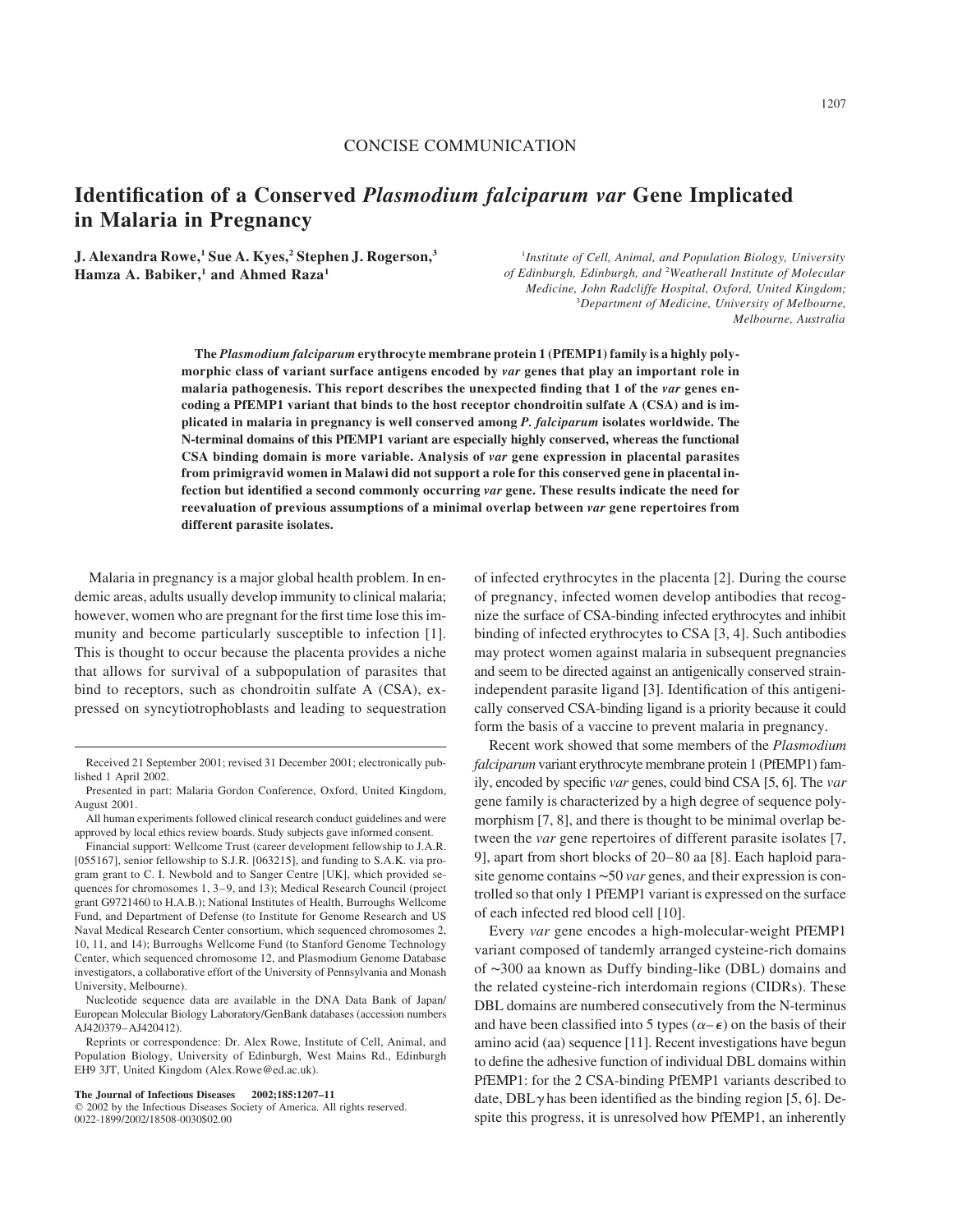CONCISE COMMUNICATION

# Identification of a Conserved *Plasmodium falciparum var* Gene Implicated in Malaria in Pregnancy

**J. Alexandra Rowe,[1] Sue A. Kyes,[2] Stephen J. Rogerson,[3] Hamza A. Babiker,[1] and Ahmed Raza[1]**

[1]*Institute of Cell, Animal, and Population Biology, University of Edinburgh, Edinburgh, and* [2]*Weatherall Institute of Molecular Medicine, John Radcliffe Hospital, Oxford, United Kingdom;* [3]*Department of Medicine, University of Melbourne, Melbourne, Australia*

**The *Plasmodium falciparum* erythrocyte membrane protein 1 (PfEMP1) family is a highly polymorphic class of variant surface antigens encoded by *var* genes that play an important role in malaria pathogenesis. This report describes the unexpected finding that 1 of the *var* genes encoding a PfEMP1 variant that binds to the host receptor chondroitin sulfate A (CSA) and is implicated in malaria in pregnancy is well conserved among *P. falciparum* isolates worldwide. The N-terminal domains of this PfEMP1 variant are especially highly conserved, whereas the functional CSA binding domain is more variable. Analysis of *var* gene expression in placental parasites from primigravid women in Malawi did not support a role for this conserved gene in placental infection but identified a second commonly occurring *var* gene. These results indicate the need for reevaluation of previous assumptions of a minimal overlap between *var* gene repertoires from different parasite isolates.**

Malaria in pregnancy is a major global health problem. In endemic areas, adults usually develop immunity to clinical malaria; however, women who are pregnant for the first time lose this immunity and become particularly susceptible to infection [1]. This is thought to occur because the placenta provides a niche that allows for survival of a subpopulation of parasites that bind to receptors, such as chondroitin sulfate A (CSA), expressed on syncytiotrophoblasts and leading to sequestration of infected erythrocytes in the placenta [2]. During the course of pregnancy, infected women develop antibodies that recognize the surface of CSA-binding infected erythrocytes and inhibit binding of infected erythrocytes to CSA [3, 4]. Such antibodies may protect women against malaria in subsequent pregnancies and seem to be directed against an antigenically conserved strain-independent parasite ligand [3]. Identification of this antigenically conserved CSA-binding ligand is a priority because it could form the basis of a vaccine to prevent malaria in pregnancy.

Recent work showed that some members of the *Plasmodium falciparum* variant erythrocyte membrane protein 1 (PfEMP1) family, encoded by specific *var* genes, could bind CSA [5, 6]. The *var* gene family is characterized by a high degree of sequence polymorphism [7, 8], and there is thought to be minimal overlap between the *var* gene repertoires of different parasite isolates [7, 9], apart from short blocks of 20–80 aa [8]. Each haploid parasite genome contains ~50 *var* genes, and their expression is controlled so that only 1 PfEMP1 variant is expressed on the surface of each infected red blood cell [10].

Every *var* gene encodes a high-molecular-weight PfEMP1 variant composed of tandemly arranged cysteine-rich domains of ~300 aa known as Duffy binding-like (DBL) domains and the related cysteine-rich interdomain regions (CIDRs). These DBL domains are numbered consecutively from the N-terminus and have been classified into 5 types ($\alpha$–$\epsilon$) on the basis of their amino acid (aa) sequence [11]. Recent investigations have begun to define the adhesive function of individual DBL domains within PfEMP1: for the 2 CSA-binding PfEMP1 variants described to date, DBL$\gamma$ has been identified as the binding region [5, 6]. Despite this progress, it is unresolved how PfEMP1, an inherently

---

Received 21 September 2001; revised 31 December 2001; electronically published 1 April 2002.

Presented in part: Malaria Gordon Conference, Oxford, United Kingdom, August 2001.

All human experiments followed clinical research conduct guidelines and were approved by local ethics review boards. Study subjects gave informed consent.

Financial support: Wellcome Trust (career development fellowship to J.A.R. [055167], senior fellowship to S.J.R. [063215], and funding to S.A.K. via program grant to C. I. Newbold and to Sanger Centre [UK], which provided sequences for chromosomes 1, 3–9, and 13); Medical Research Council (project grant G9721460 to H.A.B.); National Institutes of Health, Burroughs Wellcome Fund, and Department of Defense (to Institute for Genome Research and US Naval Medical Research Center consortium, which sequenced chromosomes 2, 10, 11, and 14); Burroughs Wellcome Fund (to Stanford Genome Technology Center, which sequenced chromosome 12, and Plasmodium Genome Database investigators, a collaborative effort of the University of Pennsylvania and Monash University, Melbourne).

Nucleotide sequence data are available in the DNA Data Bank of Japan/European Molecular Biology Laboratory/GenBank databases (accession numbers AJ420379–AJ420412).

Reprints or correspondence: Dr. Alex Rowe, Institute of Cell, Animal, and Population Biology, University of Edinburgh, West Mains Rd., Edinburgh EH9 3JT, United Kingdom (Alex.Rowe@ed.ac.uk).

**The Journal of Infectious Diseases 2002;185:1207–11**
© 2002 by the Infectious Diseases Society of America. All rights reserved.
0022-1899/2002/18508-0030$02.00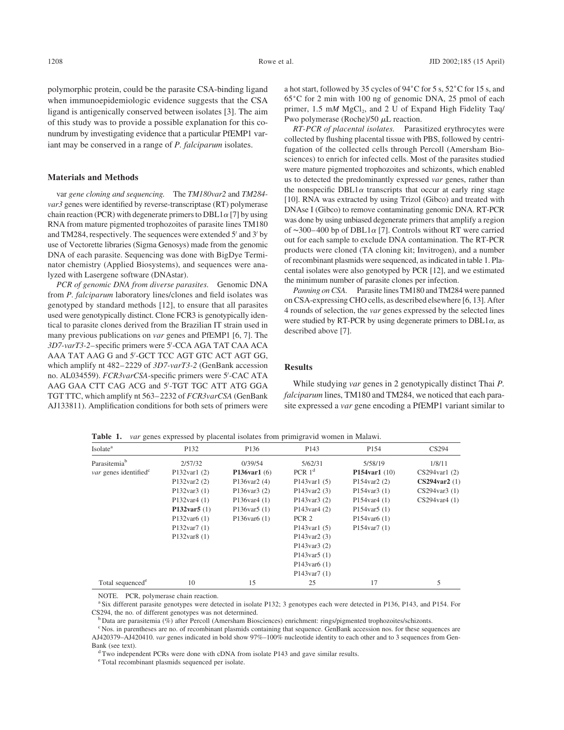polymorphic protein, could be the parasite CSA-binding ligand when immunoepidemiologic evidence suggests that the CSA ligand is antigenically conserved between isolates [3]. The aim of this study was to provide a possible explanation for this conundrum by investigating evidence that a particular PfEMP1 variant may be conserved in a range of *P. falciparum* isolates.

## Materials and Methods

*var gene cloning and sequencing.* The *TM180var2* and *TM284-var3* genes were identified by reverse-transcriptase (RT) polymerase chain reaction (PCR) with degenerate primers to DBL1$\alpha$ [7] by using RNA from mature pigmented trophozoites of parasite lines TM180 and TM284, respectively. The sequences were extended 5′ and 3′ by use of Vectorette libraries (Sigma Genosys) made from the genomic DNA of each parasite. Sequencing was done with BigDye Terminator chemistry (Applied Biosystems), and sequences were analyzed with Lasergene software (DNAstar).

*PCR of genomic DNA from diverse parasites.* Genomic DNA from *P. falciparum* laboratory lines/clones and field isolates was genotyped by standard methods [12], to ensure that all parasites used were genotypically distinct. Clone FCR3 is genotypically identical to parasite clones derived from the Brazilian IT strain used in many previous publications on *var* genes and PfEMP1 [6, 7]. The *3D7-varT3-2*–specific primers were 5′-CCA AGA TAT CAA ACA AAA TAT AAG G and 5′-GCT TCC AGT GTC ACT AGT GG, which amplify nt 482–2229 of *3D7-varT3-2* (GenBank accession no. AL034559). *FCR3varCSA*-specific primers were 5′-CAC ATA AAG GAA CTT CAG ACG and 5′-TGT TGC ATT ATG GGA TGT TTC, which amplify nt 563–2232 of *FCR3varCSA* (GenBank AJ133811). Amplification conditions for both sets of primers were a hot start, followed by 35 cycles of 94°C for 5 s, 52°C for 15 s, and 65°C for 2 min with 100 ng of genomic DNA, 25 pmol of each primer, 1.5 m*M* $MgCl_2$, and 2 U of Expand High Fidelity Taq/Pwo polymerase (Roche)/50 $\mu$L reaction.

*RT-PCR of placental isolates.* Parasitized erythrocytes were collected by flushing placental tissue with PBS, followed by centrifugation of the collected cells through Percoll (Amersham Biosciences) to enrich for infected cells. Most of the parasites studied were mature pigmented trophozoites and schizonts, which enabled us to detected the predominantly expressed *var* genes, rather than the nonspecific DBL1$\alpha$ transcripts that occur at early ring stage [10]. RNA was extracted by using Trizol (Gibco) and treated with DNAse I (Gibco) to remove contaminating genomic DNA. RT-PCR was done by using unbiased degenerate primers that amplify a region of ~300–400 bp of DBL1$\alpha$ [7]. Controls without RT were carried out for each sample to exclude DNA contamination. The RT-PCR products were cloned (TA cloning kit; Invitrogen), and a number of recombinant plasmids were sequenced, as indicated in table 1. Placental isolates were also genotyped by PCR [12], and we estimated the minimum number of parasite clones per infection.

*Panning on CSA.* Parasite lines TM180 and TM284 were panned on CSA-expressing CHO cells, as described elsewhere [6, 13]. After 4 rounds of selection, the *var* genes expressed by the selected lines were studied by RT-PCR by using degenerate primers to DBL1$\alpha$, as described above [7].

## Results

While studying *var* genes in 2 genotypically distinct Thai *P. falciparum* lines, TM180 and TM284, we noticed that each parasite expressed a *var* gene encoding a PfEMP1 variant similar to

**Table 1.** *var* genes expressed by placental isolates from primigravid women in Malawi.

| Isolate[a] | P132 | P136 | P143 | P154 | CS294 |
|---|---|---|---|---|---|
| Parasitemia[b] | 2/57/32 | 0/39/54 | 5/62/31 | 5/58/19 | 1/8/11 |
| *var* genes identified[c] | P132var1 (2) | **P136var1** (6) | PCR 1[d] | **P154var1** (10) | CS294var1 (2) |
| | P132var2 (2) | P136var2 (4) | P143var1 (5) | P154var2 (2) | **CS294var2** (1) |
| | P132var3 (1) | P136var3 (2) | P143var2 (3) | P154var3 (1) | CS294var3 (1) |
| | P132var4 (1) | P136var4 (1) | P143var3 (2) | P154var4 (1) | CS294var4 (1) |
| | **P132var5** (1) | P136var5 (1) | P143var4 (2) | P154var5 (1) | |
| | P132var6 (1) | P136var6 (1) | PCR 2 | P154var6 (1) | |
| | P132var7 (1) | | P143var1 (5) | P154var7 (1) | |
| | P132var8 (1) | | P143var2 (3) | | |
| | | | P143var3 (2) | | |
| | | | P143var5 (1) | | |
| | | | P143var6 (1) | | |
| | | | P143var7 (1) | | |
| Total sequenced[e] | 10 | 15 | 25 | 17 | 5 |

NOTE. PCR, polymerase chain reaction.

[a] Six different parasite genotypes were detected in isolate P132; 3 genotypes each were detected in P136, P143, and P154. For CS294, the no. of different genotypes was not determined.

[b] Data are parasitemia (%) after Percoll (Amersham Biosciences) enrichment: rings/pigmented trophozoites/schizonts.

[c] Nos. in parentheses are no. of recombinant plasmids containing that sequence. GenBank accession nos. for these sequences are AJ420379–AJ420410. *var* genes indicated in bold show 97%–100% nucleotide identity to each other and to 3 sequences from GenBank (see text).

[d] Two independent PCRs were done with cDNA from isolate P143 and gave similar results.

[e] Total recombinant plasmids sequenced per isolate.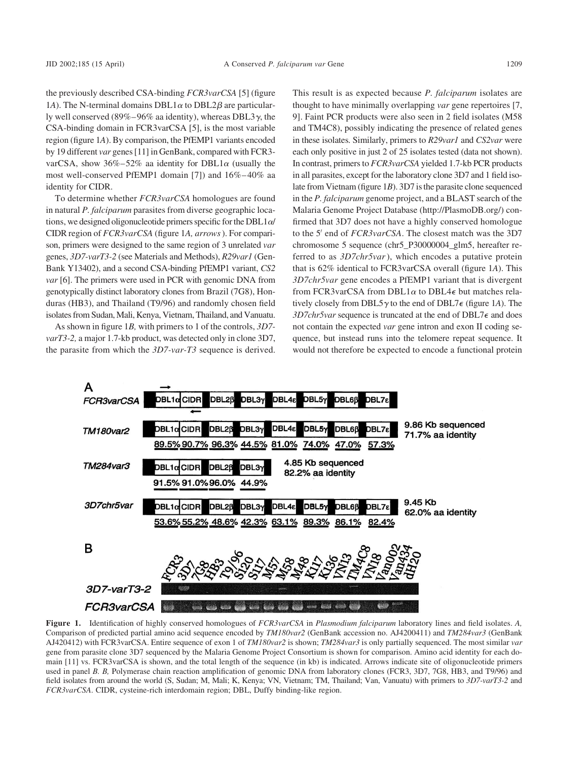the previously described CSA-binding *FCR3varCSA* [5] (figure 1*A*). The N-terminal domains DBL1$\alpha$ to DBL2$\beta$ are particularly well conserved (89%–96% aa identity), whereas DBL3$\gamma$, the CSA-binding domain in FCR3varCSA [5], is the most variable region (figure 1*A*). By comparison, the PfEMP1 variants encoded by 19 different *var* genes [11] in GenBank, compared with FCR3-varCSA, show 36%–52% aa identity for DBL1$\alpha$ (usually the most well-conserved PfEMP1 domain [7]) and 16%–40% aa identity for CIDR.

To determine whether *FCR3varCSA* homologues are found in natural *P. falciparum* parasites from diverse geographic locations, we designed oligonucleotide primers specific for the DBL1$\alpha$/CIDR region of *FCR3varCSA* (figure 1*A, arrows*). For comparison, primers were designed to the same region of 3 unrelated *var* genes, *3D7-varT3-2* (see Materials and Methods), *R29var1* (GenBank Y13402), and a second CSA-binding PfEMP1 variant, *CS2 var* [6]. The primers were used in PCR with genomic DNA from genotypically distinct laboratory clones from Brazil (7G8), Honduras (HB3), and Thailand (T9/96) and randomly chosen field isolates from Sudan, Mali, Kenya, Vietnam, Thailand, and Vanuatu.

As shown in figure 1*B,* with primers to 1 of the controls, *3D7-varT3-2,* a major 1.7-kb product, was detected only in clone 3D7, the parasite from which the *3D7-var-T3* sequence is derived. This result is as expected because *P. falciparum* isolates are thought to have minimally overlapping *var* gene repertoires [7, 9]. Faint PCR products were also seen in 2 field isolates (M58 and TM4C8), possibly indicating the presence of related genes in these isolates. Similarly, primers to *R29var1* and *CS2var* were each only positive in just 2 of 25 isolates tested (data not shown). In contrast, primers to *FCR3varCSA* yielded 1.7-kb PCR products in all parasites, except for the laboratory clone 3D7 and 1 field isolate from Vietnam (figure 1*B*). 3D7 is the parasite clone sequenced in the *P. falciparum* genome project, and a BLAST search of the Malaria Genome Project Database (http://PlasmoDB.org/) confirmed that 3D7 does not have a highly conserved homologue to the 5′ end of *FCR3varCSA*. The closest match was the 3D7 chromosome 5 sequence (chr5_P30000004_glm5, hereafter referred to as *3D7chr5var*), which encodes a putative protein that is 62% identical to FCR3varCSA overall (figure 1*A*). This *3D7chr5var* gene encodes a PfEMP1 variant that is divergent from FCR3varCSA from DBL1$\alpha$ to DBL4$\epsilon$ but matches relatively closely from DBL5$\gamma$ to the end of DBL7$\epsilon$ (figure 1*A*). The *3D7chr5var* sequence is truncated at the end of DBL7$\epsilon$ and does not contain the expected *var* gene intron and exon II coding sequence, but instead runs into the telomere repeat sequence. It would not therefore be expected to encode a functional protein

**Figure 1.** Identification of highly conserved homologues of *FCR3varCSA* in *Plasmodium falciparum* laboratory lines and field isolates. *A,* Comparison of predicted partial amino acid sequence encoded by *TM180var2* (GenBank accession no. AJ4200411) and *TM284var3* (GenBank AJ420412) with FCR3varCSA. Entire sequence of exon 1 of *TM180var2* is shown; *TM284var3* is only partially sequenced. The most similar *var* gene from parasite clone 3D7 sequenced by the Malaria Genome Project Consortium is shown for comparison. Amino acid identity for each domain [11] vs. FCR3varCSA is shown, and the total length of the sequence (in kb) is indicated. Arrows indicate site of oligonucleotide primers used in panel *B*. *B,* Polymerase chain reaction amplification of genomic DNA from laboratory clones (FCR3, 3D7, 7G8, HB3, and T9/96) and field isolates from around the world (S, Sudan; M, Mali; K, Kenya; VN, Vietnam; TM, Thailand; Van, Vanuatu) with primers to *3D7-varT3-2* and *FCR3varCSA*. CIDR, cysteine-rich interdomain region; DBL, Duffy binding-like region.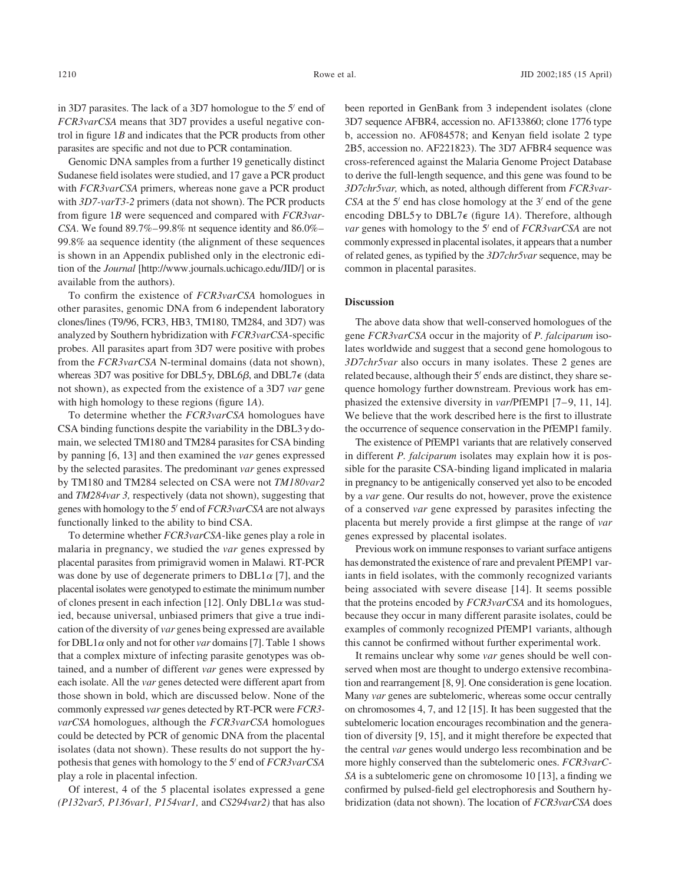in 3D7 parasites. The lack of a 3D7 homologue to the 5′ end of *FCR3varCSA* means that 3D7 provides a useful negative control in figure 1*B* and indicates that the PCR products from other parasites are specific and not due to PCR contamination.

Genomic DNA samples from a further 19 genetically distinct Sudanese field isolates were studied, and 17 gave a PCR product with *FCR3varCSA* primers, whereas none gave a PCR product with *3D7-varT3-2* primers (data not shown). The PCR products from figure 1*B* were sequenced and compared with *FCR3varCSA*. We found 89.7%–99.8% nt sequence identity and 86.0%–99.8% aa sequence identity (the alignment of these sequences is shown in an Appendix published only in the electronic edition of the *Journal* [http://www.journals.uchicago.edu/JID/] or is available from the authors).

To confirm the existence of *FCR3varCSA* homologues in other parasites, genomic DNA from 6 independent laboratory clones/lines (T9/96, FCR3, HB3, TM180, TM284, and 3D7) was analyzed by Southern hybridization with *FCR3varCSA*-specific probes. All parasites apart from 3D7 were positive with probes from the *FCR3varCSA* N-terminal domains (data not shown), whereas 3D7 was positive for DBL5$\gamma$, DBL6$\beta$, and DBL7$\epsilon$ (data not shown), as expected from the existence of a 3D7 *var* gene with high homology to these regions (figure 1*A*).

To determine whether the *FCR3varCSA* homologues have CSA binding functions despite the variability in the DBL3$\gamma$ domain, we selected TM180 and TM284 parasites for CSA binding by panning [6, 13] and then examined the *var* genes expressed by the selected parasites. The predominant *var* genes expressed by TM180 and TM284 selected on CSA were not *TM180var2* and *TM284var 3,* respectively (data not shown), suggesting that genes with homology to the 5′ end of *FCR3varCSA* are not always functionally linked to the ability to bind CSA.

To determine whether *FCR3varCSA*-like genes play a role in malaria in pregnancy, we studied the *var* genes expressed by placental parasites from primigravid women in Malawi. RT-PCR was done by use of degenerate primers to DBL1$\alpha$ [7], and the placental isolates were genotyped to estimate the minimum number of clones present in each infection [12]. Only DBL1$\alpha$ was studied, because universal, unbiased primers that give a true indication of the diversity of *var* genes being expressed are available for DBL1$\alpha$ only and not for other *var* domains [7]. Table 1 shows that a complex mixture of infecting parasite genotypes was obtained, and a number of different *var* genes were expressed by each isolate. All the *var* genes detected were different apart from those shown in bold, which are discussed below. None of the commonly expressed *var* genes detected by RT-PCR were *FCR3varCSA* homologues, although the *FCR3varCSA* homologues could be detected by PCR of genomic DNA from the placental isolates (data not shown). These results do not support the hypothesis that genes with homology to the 5′ end of *FCR3varCSA* play a role in placental infection.

Of interest, 4 of the 5 placental isolates expressed a gene *(P132var5, P136var1, P154var1,* and *CS294var2)* that has also been reported in GenBank from 3 independent isolates (clone 3D7 sequence AFBR4, accession no. AF133860; clone 1776 type b, accession no. AF084578; and Kenyan field isolate 2 type 2B5, accession no. AF221823). The 3D7 AFBR4 sequence was cross-referenced against the Malaria Genome Project Database to derive the full-length sequence, and this gene was found to be *3D7chr5var,* which, as noted, although different from *FCR3varCSA* at the 5′ end has close homology at the 3′ end of the gene encoding DBL5$\gamma$ to DBL7$\epsilon$ (figure 1*A*). Therefore, although *var* genes with homology to the 5′ end of *FCR3varCSA* are not commonly expressed in placental isolates, it appears that a number of related genes, as typified by the *3D7chr5var* sequence, may be common in placental parasites.

## Discussion

The above data show that well-conserved homologues of the gene *FCR3varCSA* occur in the majority of *P. falciparum* isolates worldwide and suggest that a second gene homologous to *3D7chr5var* also occurs in many isolates. These 2 genes are related because, although their 5′ ends are distinct, they share sequence homology further downstream. Previous work has emphasized the extensive diversity in *var*/PfEMP1 [7–9, 11, 14]. We believe that the work described here is the first to illustrate the occurrence of sequence conservation in the PfEMP1 family.

The existence of PfEMP1 variants that are relatively conserved in different *P. falciparum* isolates may explain how it is possible for the parasite CSA-binding ligand implicated in malaria in pregnancy to be antigenically conserved yet also to be encoded by a *var* gene. Our results do not, however, prove the existence of a conserved *var* gene expressed by parasites infecting the placenta but merely provide a first glimpse at the range of *var* genes expressed by placental isolates.

Previous work on immune responses to variant surface antigens has demonstrated the existence of rare and prevalent PfEMP1 variants in field isolates, with the commonly recognized variants being associated with severe disease [14]. It seems possible that the proteins encoded by *FCR3varCSA* and its homologues, because they occur in many different parasite isolates, could be examples of commonly recognized PfEMP1 variants, although this cannot be confirmed without further experimental work.

It remains unclear why some *var* genes should be well conserved when most are thought to undergo extensive recombination and rearrangement [8, 9]. One consideration is gene location. Many *var* genes are subtelomeric, whereas some occur centrally on chromosomes 4, 7, and 12 [15]. It has been suggested that the subtelomeric location encourages recombination and the generation of diversity [9, 15], and it might therefore be expected that the central *var* genes would undergo less recombination and be more highly conserved than the subtelomeric ones. *FCR3varCSA* is a subtelomeric gene on chromosome 10 [13], a finding we confirmed by pulsed-field gel electrophoresis and Southern hybridization (data not shown). The location of *FCR3varCSA* does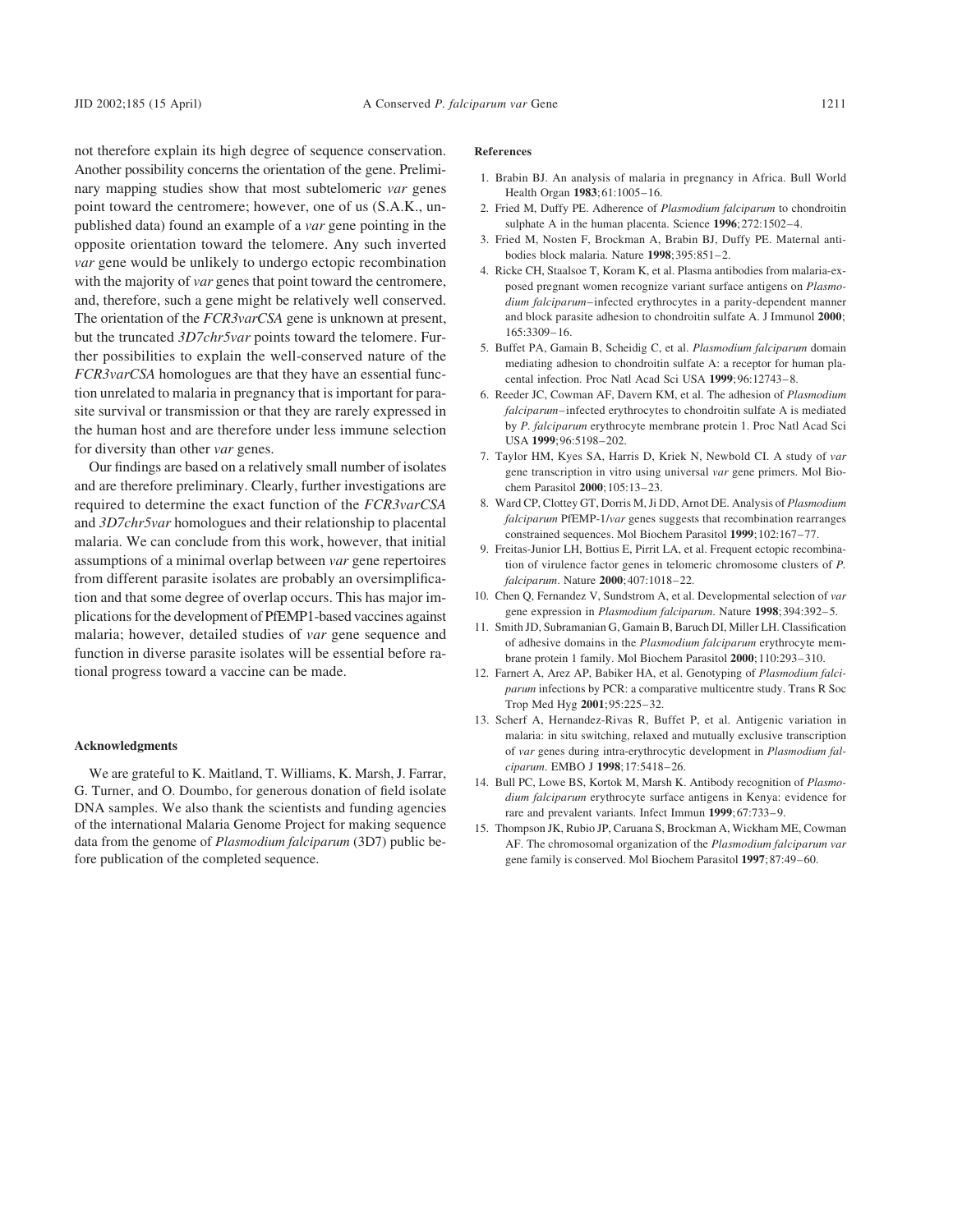not therefore explain its high degree of sequence conservation. Another possibility concerns the orientation of the gene. Preliminary mapping studies show that most subtelomeric *var* genes point toward the centromere; however, one of us (S.A.K., unpublished data) found an example of a *var* gene pointing in the opposite orientation toward the telomere. Any such inverted *var* gene would be unlikely to undergo ectopic recombination with the majority of *var* genes that point toward the centromere, and, therefore, such a gene might be relatively well conserved. The orientation of the *FCR3varCSA* gene is unknown at present, but the truncated *3D7chr5var* points toward the telomere. Further possibilities to explain the well-conserved nature of the *FCR3varCSA* homologues are that they have an essential function unrelated to malaria in pregnancy that is important for parasite survival or transmission or that they are rarely expressed in the human host and are therefore under less immune selection for diversity than other *var* genes.

Our findings are based on a relatively small number of isolates and are therefore preliminary. Clearly, further investigations are required to determine the exact function of the *FCR3varCSA* and *3D7chr5var* homologues and their relationship to placental malaria. We can conclude from this work, however, that initial assumptions of a minimal overlap between *var* gene repertoires from different parasite isolates are probably an oversimplification and that some degree of overlap occurs. This has major implications for the development of PfEMP1-based vaccines against malaria; however, detailed studies of *var* gene sequence and function in diverse parasite isolates will be essential before rational progress toward a vaccine can be made.

#### Acknowledgments

We are grateful to K. Maitland, T. Williams, K. Marsh, J. Farrar, G. Turner, and O. Doumbo, for generous donation of field isolate DNA samples. We also thank the scientists and funding agencies of the international Malaria Genome Project for making sequence data from the genome of *Plasmodium falciparum* (3D7) public before publication of the completed sequence.

#### References

1. Brabin BJ. An analysis of malaria in pregnancy in Africa. Bull World Health Organ **1983**;61:1005–16.
2. Fried M, Duffy PE. Adherence of *Plasmodium falciparum* to chondroitin sulphate A in the human placenta. Science **1996**;272:1502–4.
3. Fried M, Nosten F, Brockman A, Brabin BJ, Duffy PE. Maternal antibodies block malaria. Nature **1998**;395:851–2.
4. Ricke CH, Staalsoe T, Koram K, et al. Plasma antibodies from malaria-exposed pregnant women recognize variant surface antigens on *Plasmodium falciparum*–infected erythrocytes in a parity-dependent manner and block parasite adhesion to chondroitin sulfate A. J Immunol **2000**; 165:3309–16.
5. Buffet PA, Gamain B, Scheidig C, et al. *Plasmodium falciparum* domain mediating adhesion to chondroitin sulfate A: a receptor for human placental infection. Proc Natl Acad Sci USA **1999**;96:12743–8.
6. Reeder JC, Cowman AF, Davern KM, et al. The adhesion of *Plasmodium falciparum*–infected erythrocytes to chondroitin sulfate A is mediated by *P. falciparum* erythrocyte membrane protein 1. Proc Natl Acad Sci USA **1999**;96:5198–202.
7. Taylor HM, Kyes SA, Harris D, Kriek N, Newbold CI. A study of *var* gene transcription in vitro using universal *var* gene primers. Mol Biochem Parasitol **2000**;105:13–23.
8. Ward CP, Clottey GT, Dorris M, Ji DD, Arnot DE. Analysis of *Plasmodium falciparum* PfEMP-1/*var* genes suggests that recombination rearranges constrained sequences. Mol Biochem Parasitol **1999**;102:167–77.
9. Freitas-Junior LH, Bottius E, Pirrit LA, et al. Frequent ectopic recombination of virulence factor genes in telomeric chromosome clusters of *P. falciparum*. Nature **2000**;407:1018–22.
10. Chen Q, Fernandez V, Sundstrom A, et al. Developmental selection of *var* gene expression in *Plasmodium falciparum*. Nature **1998**;394:392–5.
11. Smith JD, Subramanian G, Gamain B, Baruch DI, Miller LH. Classification of adhesive domains in the *Plasmodium falciparum* erythrocyte membrane protein 1 family. Mol Biochem Parasitol **2000**;110:293–310.
12. Farnert A, Arez AP, Babiker HA, et al. Genotyping of *Plasmodium falciparum* infections by PCR: a comparative multicentre study. Trans R Soc Trop Med Hyg **2001**;95:225–32.
13. Scherf A, Hernandez-Rivas R, Buffet P, et al. Antigenic variation in malaria: in situ switching, relaxed and mutually exclusive transcription of *var* genes during intra-erythrocytic development in *Plasmodium falciparum*. EMBO J **1998**;17:5418–26.
14. Bull PC, Lowe BS, Kortok M, Marsh K. Antibody recognition of *Plasmodium falciparum* erythrocyte surface antigens in Kenya: evidence for rare and prevalent variants. Infect Immun **1999**;67:733–9.
15. Thompson JK, Rubio JP, Caruana S, Brockman A, Wickham ME, Cowman AF. The chromosomal organization of the *Plasmodium falciparum var* gene family is conserved. Mol Biochem Parasitol **1997**;87:49–60.